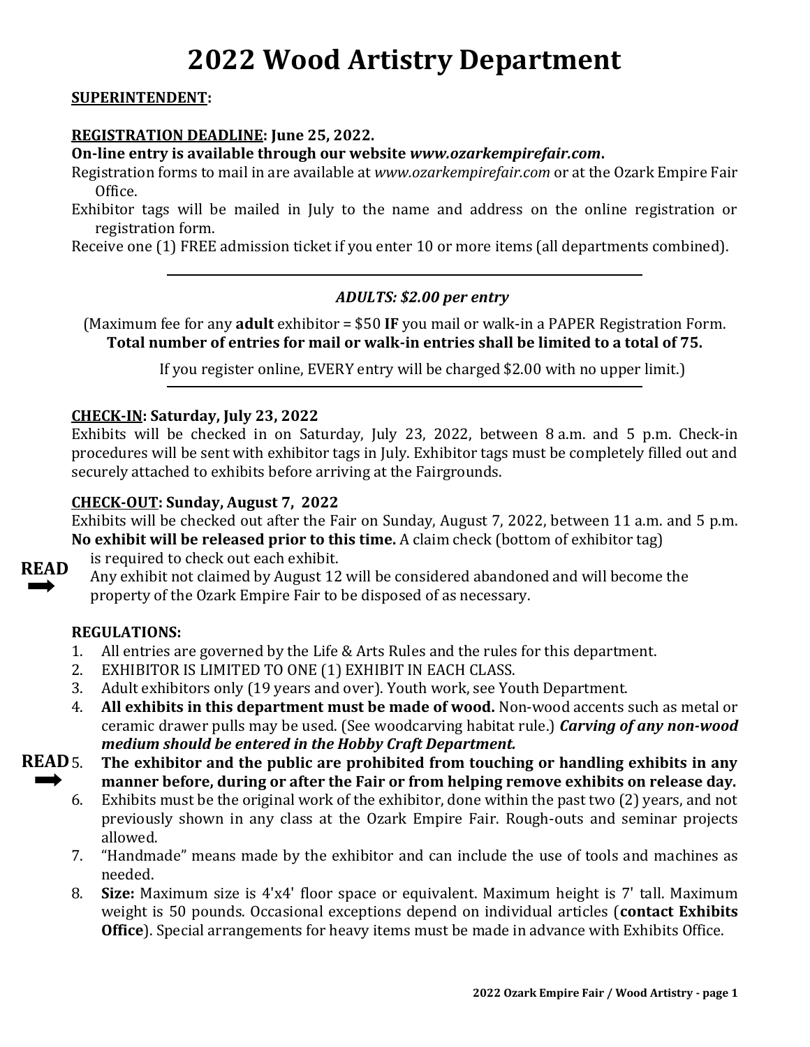# 2022 Wood Artistry Department

**SUPERINTENDENT:**

**REGISTRATION DEADLINE: June 25, 2022.**

**On-line entry is available through our website *www.ozarkempirefair.com*.**

Registration forms to mail in are available at *www.ozarkempirefair.com* or at the Ozark Empire Fair Office.

Exhibitor tags will be mailed in July to the name and address on the online registration or registration form.

Receive one (1) FREE admission ticket if you enter 10 or more items (all departments combined).

---

***ADULTS: $2.00 per entry***

(Maximum fee for any **adult** exhibitor = $50 **IF** you mail or walk-in a PAPER Registration Form.
**Total number of entries for mail or walk-in entries shall be limited to a total of 75.**

If you register online, EVERY entry will be charged $2.00 with no upper limit.)

---

**CHECK-IN: Saturday, July 23, 2022**

Exhibits will be checked in on Saturday, July 23, 2022, between 8 a.m. and 5 p.m. Check-in procedures will be sent with exhibitor tags in July. Exhibitor tags must be completely filled out and securely attached to exhibits before arriving at the Fairgrounds.

**CHECK-OUT: Sunday, August 7, 2022**

Exhibits will be checked out after the Fair on Sunday, August 7, 2022, between 11 a.m. and 5 p.m. **No exhibit will be released prior to this time.** A claim check (bottom of exhibitor tag) is required to check out each exhibit.

**READ ➡** Any exhibit not claimed by August 12 will be considered abandoned and will become the property of the Ozark Empire Fair to be disposed of as necessary.

**REGULATIONS:**

1. All entries are governed by the Life & Arts Rules and the rules for this department.
2. EXHIBITOR IS LIMITED TO ONE (1) EXHIBIT IN EACH CLASS.
3. Adult exhibitors only (19 years and over). Youth work, see Youth Department.
4. **All exhibits in this department must be made of wood.** Non-wood accents such as metal or ceramic drawer pulls may be used. (See woodcarving habitat rule.) ***Carving of any non-wood medium should be entered in the Hobby Craft Department.***
5. **READ ➡ The exhibitor and the public are prohibited from touching or handling exhibits in any manner before, during or after the Fair or from helping remove exhibits on release day.**
6. Exhibits must be the original work of the exhibitor, done within the past two (2) years, and not previously shown in any class at the Ozark Empire Fair. Rough-outs and seminar projects allowed.
7. "Handmade" means made by the exhibitor and can include the use of tools and machines as needed.
8. **Size:** Maximum size is 4'x4' floor space or equivalent. Maximum height is 7' tall. Maximum weight is 50 pounds. Occasional exceptions depend on individual articles (**contact Exhibits Office**). Special arrangements for heavy items must be made in advance with Exhibits Office.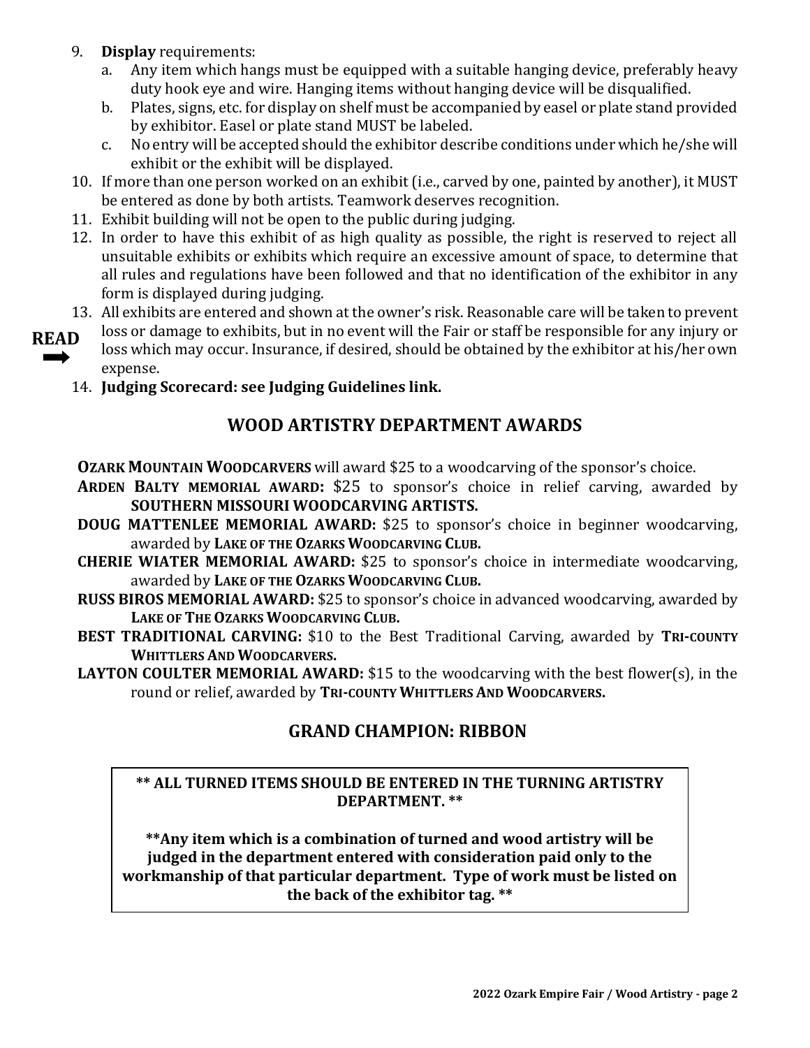9. **Display** requirements:
   a. Any item which hangs must be equipped with a suitable hanging device, preferably heavy duty hook eye and wire. Hanging items without hanging device will be disqualified.
   b. Plates, signs, etc. for display on shelf must be accompanied by easel or plate stand provided by exhibitor. Easel or plate stand MUST be labeled.
   c. No entry will be accepted should the exhibitor describe conditions under which he/she will exhibit or the exhibit will be displayed.
10. If more than one person worked on an exhibit (i.e., carved by one, painted by another), it MUST be entered as done by both artists. Teamwork deserves recognition.
11. Exhibit building will not be open to the public during judging.
12. In order to have this exhibit of as high quality as possible, the right is reserved to reject all unsuitable exhibits or exhibits which require an excessive amount of space, to determine that all rules and regulations have been followed and that no identification of the exhibitor in any form is displayed during judging.
13. All exhibits are entered and shown at the owner's risk. Reasonable care will be taken to prevent loss or damage to exhibits, but in no event will the Fair or staff be responsible for any injury or loss which may occur. Insurance, if desired, should be obtained by the exhibitor at his/her own expense.

**READ** ➡

14. **Judging Scorecard: see Judging Guidelines link.**

## WOOD ARTISTRY DEPARTMENT AWARDS

**OZARK MOUNTAIN WOODCARVERS** will award $25 to a woodcarving of the sponsor's choice.

**ARDEN BALTY MEMORIAL AWARD:** $25 to sponsor's choice in relief carving, awarded by **SOUTHERN MISSOURI WOODCARVING ARTISTS.**

**DOUG MATTENLEE MEMORIAL AWARD:** $25 to sponsor's choice in beginner woodcarving, awarded by **LAKE OF THE OZARKS WOODCARVING CLUB.**

**CHERIE WIATER MEMORIAL AWARD:** $25 to sponsor's choice in intermediate woodcarving, awarded by **LAKE OF THE OZARKS WOODCARVING CLUB.**

**RUSS BIROS MEMORIAL AWARD:** $25 to sponsor's choice in advanced woodcarving, awarded by **LAKE OF THE OZARKS WOODCARVING CLUB.**

**BEST TRADITIONAL CARVING:** $10 to the Best Traditional Carving, awarded by **TRI-COUNTY WHITTLERS AND WOODCARVERS.**

**LAYTON COULTER MEMORIAL AWARD:** $15 to the woodcarving with the best flower(s), in the round or relief, awarded by **TRI-COUNTY WHITTLERS AND WOODCARVERS.**

## GRAND CHAMPION: RIBBON

**\*\* ALL TURNED ITEMS SHOULD BE ENTERED IN THE TURNING ARTISTRY DEPARTMENT. \*\***

**\*\*Any item which is a combination of turned and wood artistry will be judged in the department entered with consideration paid only to the workmanship of that particular department. Type of work must be listed on the back of the exhibitor tag. \*\***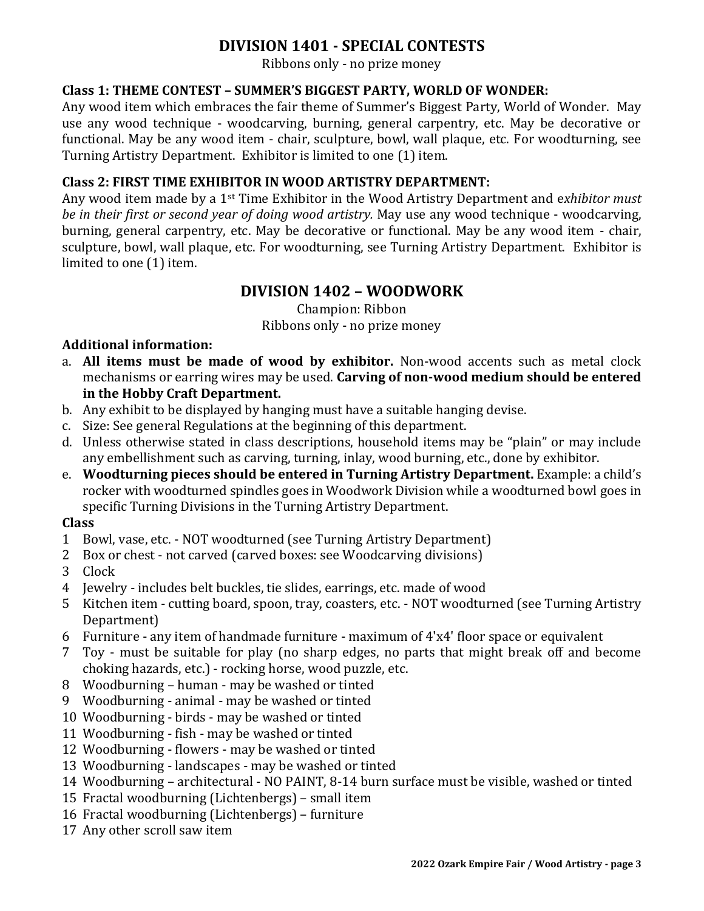## DIVISION 1401 - SPECIAL CONTESTS

Ribbons only - no prize money

**Class 1: THEME CONTEST – SUMMER'S BIGGEST PARTY, WORLD OF WONDER:**
Any wood item which embraces the fair theme of Summer's Biggest Party, World of Wonder. May use any wood technique - woodcarving, burning, general carpentry, etc. May be decorative or functional. May be any wood item - chair, sculpture, bowl, wall plaque, etc. For woodturning, see Turning Artistry Department. Exhibitor is limited to one (1) item.

**Class 2: FIRST TIME EXHIBITOR IN WOOD ARTISTRY DEPARTMENT:**
Any wood item made by a 1st Time Exhibitor in the Wood Artistry Department and e*xhibitor must be in their first or second year of doing wood artistry.* May use any wood technique - woodcarving, burning, general carpentry, etc. May be decorative or functional. May be any wood item - chair, sculpture, bowl, wall plaque, etc. For woodturning, see Turning Artistry Department. Exhibitor is limited to one (1) item.

## DIVISION 1402 – WOODWORK

Champion: Ribbon
Ribbons only - no prize money

**Additional information:**

a. **All items must be made of wood by exhibitor.** Non-wood accents such as metal clock mechanisms or earring wires may be used. **Carving of non-wood medium should be entered in the Hobby Craft Department.**
b. Any exhibit to be displayed by hanging must have a suitable hanging devise.
c. Size: See general Regulations at the beginning of this department.
d. Unless otherwise stated in class descriptions, household items may be "plain" or may include any embellishment such as carving, turning, inlay, wood burning, etc., done by exhibitor.
e. **Woodturning pieces should be entered in Turning Artistry Department.** Example: a child's rocker with woodturned spindles goes in Woodwork Division while a woodturned bowl goes in specific Turning Divisions in the Turning Artistry Department.

**Class**

1. Bowl, vase, etc. - NOT woodturned (see Turning Artistry Department)
2. Box or chest - not carved (carved boxes: see Woodcarving divisions)
3. Clock
4. Jewelry - includes belt buckles, tie slides, earrings, etc. made of wood
5. Kitchen item - cutting board, spoon, tray, coasters, etc. - NOT woodturned (see Turning Artistry Department)
6. Furniture - any item of handmade furniture - maximum of 4'x4' floor space or equivalent
7. Toy - must be suitable for play (no sharp edges, no parts that might break off and become choking hazards, etc.) - rocking horse, wood puzzle, etc.
8. Woodburning – human - may be washed or tinted
9. Woodburning - animal - may be washed or tinted
10. Woodburning - birds - may be washed or tinted
11. Woodburning - fish - may be washed or tinted
12. Woodburning - flowers - may be washed or tinted
13. Woodburning - landscapes - may be washed or tinted
14. Woodburning – architectural - NO PAINT, 8-14 burn surface must be visible, washed or tinted
15. Fractal woodburning (Lichtenbergs) – small item
16. Fractal woodburning (Lichtenbergs) – furniture
17. Any other scroll saw item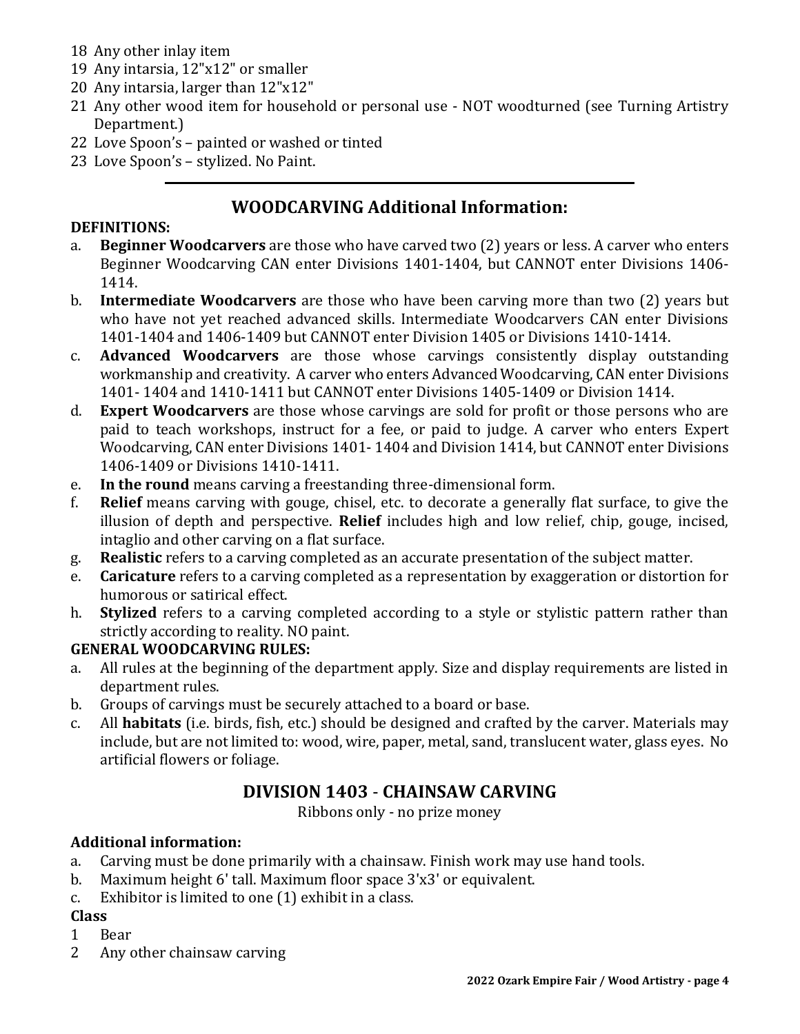18 Any other inlay item
19 Any intarsia, 12"x12" or smaller
20 Any intarsia, larger than 12"x12"
21 Any other wood item for household or personal use - NOT woodturned (see Turning Artistry Department.)
22 Love Spoon's – painted or washed or tinted
23 Love Spoon's – stylized. No Paint.

---

## WOODCARVING Additional Information:

**DEFINITIONS:**

a. **Beginner Woodcarvers** are those who have carved two (2) years or less. A carver who enters Beginner Woodcarving CAN enter Divisions 1401-1404, but CANNOT enter Divisions 1406-1414.
b. **Intermediate Woodcarvers** are those who have been carving more than two (2) years but who have not yet reached advanced skills. Intermediate Woodcarvers CAN enter Divisions 1401-1404 and 1406-1409 but CANNOT enter Division 1405 or Divisions 1410-1414.
c. **Advanced Woodcarvers** are those whose carvings consistently display outstanding workmanship and creativity. A carver who enters Advanced Woodcarving, CAN enter Divisions 1401- 1404 and 1410-1411 but CANNOT enter Divisions 1405-1409 or Division 1414.
d. **Expert Woodcarvers** are those whose carvings are sold for profit or those persons who are paid to teach workshops, instruct for a fee, or paid to judge. A carver who enters Expert Woodcarving, CAN enter Divisions 1401- 1404 and Division 1414, but CANNOT enter Divisions 1406-1409 or Divisions 1410-1411.
e. **In the round** means carving a freestanding three-dimensional form.
f. **Relief** means carving with gouge, chisel, etc. to decorate a generally flat surface, to give the illusion of depth and perspective. **Relief** includes high and low relief, chip, gouge, incised, intaglio and other carving on a flat surface.
g. **Realistic** refers to a carving completed as an accurate presentation of the subject matter.
e. **Caricature** refers to a carving completed as a representation by exaggeration or distortion for humorous or satirical effect.
h. **Stylized** refers to a carving completed according to a style or stylistic pattern rather than strictly according to reality. NO paint.

**GENERAL WOODCARVING RULES:**

a. All rules at the beginning of the department apply. Size and display requirements are listed in department rules.
b. Groups of carvings must be securely attached to a board or base.
c. All **habitats** (i.e. birds, fish, etc.) should be designed and crafted by the carver. Materials may include, but are not limited to: wood, wire, paper, metal, sand, translucent water, glass eyes. No artificial flowers or foliage.

## DIVISION 1403 - CHAINSAW CARVING

Ribbons only - no prize money

**Additional information:**

a. Carving must be done primarily with a chainsaw. Finish work may use hand tools.
b. Maximum height 6' tall. Maximum floor space 3'x3' or equivalent.
c. Exhibitor is limited to one (1) exhibit in a class.

**Class**

1 Bear
2 Any other chainsaw carving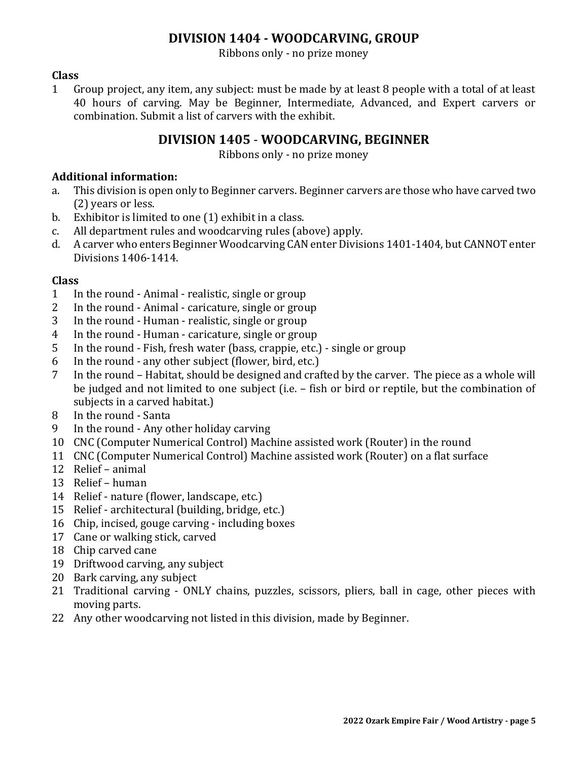## DIVISION 1404 - WOODCARVING, GROUP

Ribbons only - no prize money

**Class**

1 Group project, any item, any subject: must be made by at least 8 people with a total of at least 40 hours of carving. May be Beginner, Intermediate, Advanced, and Expert carvers or combination. Submit a list of carvers with the exhibit.

## DIVISION 1405 - WOODCARVING, BEGINNER

Ribbons only - no prize money

**Additional information:**

a. This division is open only to Beginner carvers. Beginner carvers are those who have carved two (2) years or less.
b. Exhibitor is limited to one (1) exhibit in a class.
c. All department rules and woodcarving rules (above) apply.
d. A carver who enters Beginner Woodcarving CAN enter Divisions 1401-1404, but CANNOT enter Divisions 1406-1414.

**Class**

1 In the round - Animal - realistic, single or group
2 In the round - Animal - caricature, single or group
3 In the round - Human - realistic, single or group
4 In the round - Human - caricature, single or group
5 In the round - Fish, fresh water (bass, crappie, etc.) - single or group
6 In the round - any other subject (flower, bird, etc.)
7 In the round – Habitat, should be designed and crafted by the carver. The piece as a whole will be judged and not limited to one subject (i.e. – fish or bird or reptile, but the combination of subjects in a carved habitat.)
8 In the round - Santa
9 In the round - Any other holiday carving
10 CNC (Computer Numerical Control) Machine assisted work (Router) in the round
11 CNC (Computer Numerical Control) Machine assisted work (Router) on a flat surface
12 Relief – animal
13 Relief – human
14 Relief - nature (flower, landscape, etc.)
15 Relief - architectural (building, bridge, etc.)
16 Chip, incised, gouge carving - including boxes
17 Cane or walking stick, carved
18 Chip carved cane
19 Driftwood carving, any subject
20 Bark carving, any subject
21 Traditional carving - ONLY chains, puzzles, scissors, pliers, ball in cage, other pieces with moving parts.
22 Any other woodcarving not listed in this division, made by Beginner.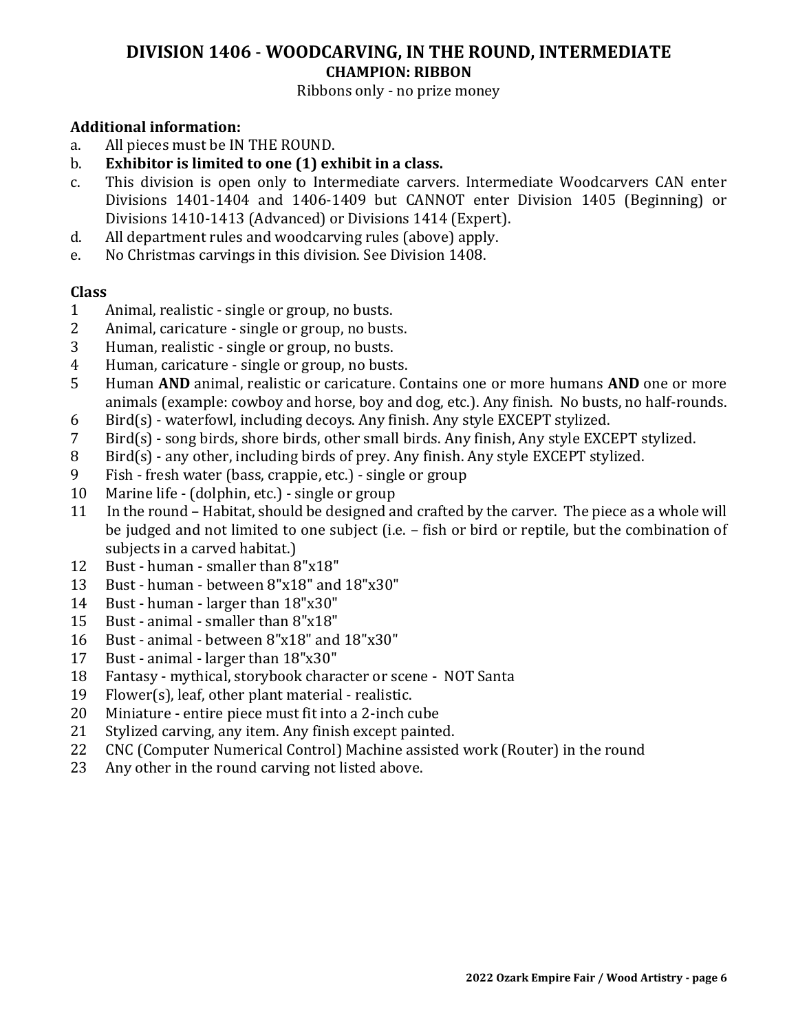# DIVISION 1406 - WOODCARVING, IN THE ROUND, INTERMEDIATE

**CHAMPION: RIBBON**

Ribbons only - no prize money

**Additional information:**

a. All pieces must be IN THE ROUND.
b. **Exhibitor is limited to one (1) exhibit in a class.**
c. This division is open only to Intermediate carvers. Intermediate Woodcarvers CAN enter Divisions 1401-1404 and 1406-1409 but CANNOT enter Division 1405 (Beginning) or Divisions 1410-1413 (Advanced) or Divisions 1414 (Expert).
d. All department rules and woodcarving rules (above) apply.
e. No Christmas carvings in this division. See Division 1408.

**Class**

1. Animal, realistic - single or group, no busts.
2. Animal, caricature - single or group, no busts.
3. Human, realistic - single or group, no busts.
4. Human, caricature - single or group, no busts.
5. Human **AND** animal, realistic or caricature. Contains one or more humans **AND** one or more animals (example: cowboy and horse, boy and dog, etc.). Any finish. No busts, no half-rounds.
6. Bird(s) - waterfowl, including decoys. Any finish. Any style EXCEPT stylized.
7. Bird(s) - song birds, shore birds, other small birds. Any finish, Any style EXCEPT stylized.
8. Bird(s) - any other, including birds of prey. Any finish. Any style EXCEPT stylized.
9. Fish - fresh water (bass, crappie, etc.) - single or group
10. Marine life - (dolphin, etc.) - single or group
11. In the round – Habitat, should be designed and crafted by the carver. The piece as a whole will be judged and not limited to one subject (i.e. – fish or bird or reptile, but the combination of subjects in a carved habitat.)
12. Bust - human - smaller than 8"x18"
13. Bust - human - between 8"x18" and 18"x30"
14. Bust - human - larger than 18"x30"
15. Bust - animal - smaller than 8"x18"
16. Bust - animal - between 8"x18" and 18"x30"
17. Bust - animal - larger than 18"x30"
18. Fantasy - mythical, storybook character or scene - NOT Santa
19. Flower(s), leaf, other plant material - realistic.
20. Miniature - entire piece must fit into a 2-inch cube
21. Stylized carving, any item. Any finish except painted.
22. CNC (Computer Numerical Control) Machine assisted work (Router) in the round
23. Any other in the round carving not listed above.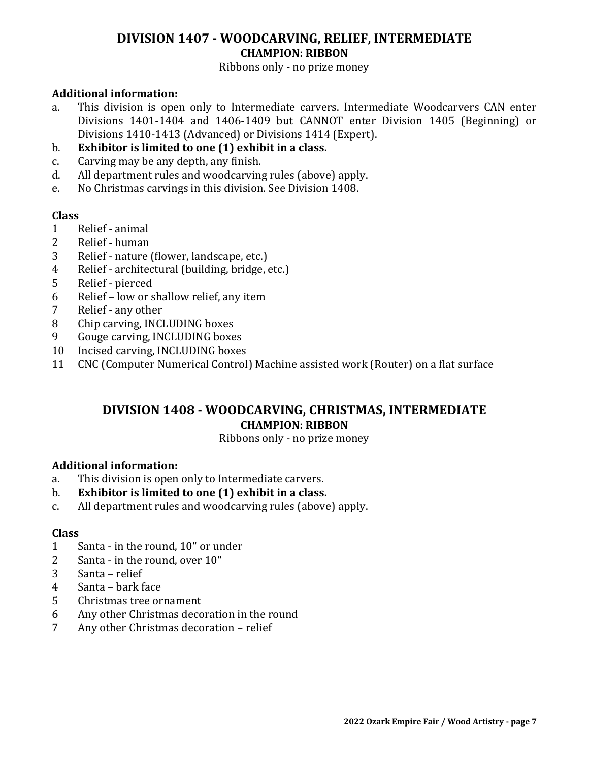## DIVISION 1407 - WOODCARVING, RELIEF, INTERMEDIATE

**CHAMPION: RIBBON**

Ribbons only - no prize money

**Additional information:**

a. This division is open only to Intermediate carvers. Intermediate Woodcarvers CAN enter Divisions 1401-1404 and 1406-1409 but CANNOT enter Division 1405 (Beginning) or Divisions 1410-1413 (Advanced) or Divisions 1414 (Expert).
b. **Exhibitor is limited to one (1) exhibit in a class.**
c. Carving may be any depth, any finish.
d. All department rules and woodcarving rules (above) apply.
e. No Christmas carvings in this division. See Division 1408.

**Class**

1 Relief - animal
2 Relief - human
3 Relief - nature (flower, landscape, etc.)
4 Relief - architectural (building, bridge, etc.)
5 Relief - pierced
6 Relief – low or shallow relief, any item
7 Relief - any other
8 Chip carving, INCLUDING boxes
9 Gouge carving, INCLUDING boxes
10 Incised carving, INCLUDING boxes
11 CNC (Computer Numerical Control) Machine assisted work (Router) on a flat surface

## DIVISION 1408 - WOODCARVING, CHRISTMAS, INTERMEDIATE

**CHAMPION: RIBBON**

Ribbons only - no prize money

**Additional information:**

a. This division is open only to Intermediate carvers.
b. **Exhibitor is limited to one (1) exhibit in a class.**
c. All department rules and woodcarving rules (above) apply.

**Class**

1 Santa - in the round, 10" or under
2 Santa - in the round, over 10"
3 Santa – relief
4 Santa – bark face
5 Christmas tree ornament
6 Any other Christmas decoration in the round
7 Any other Christmas decoration – relief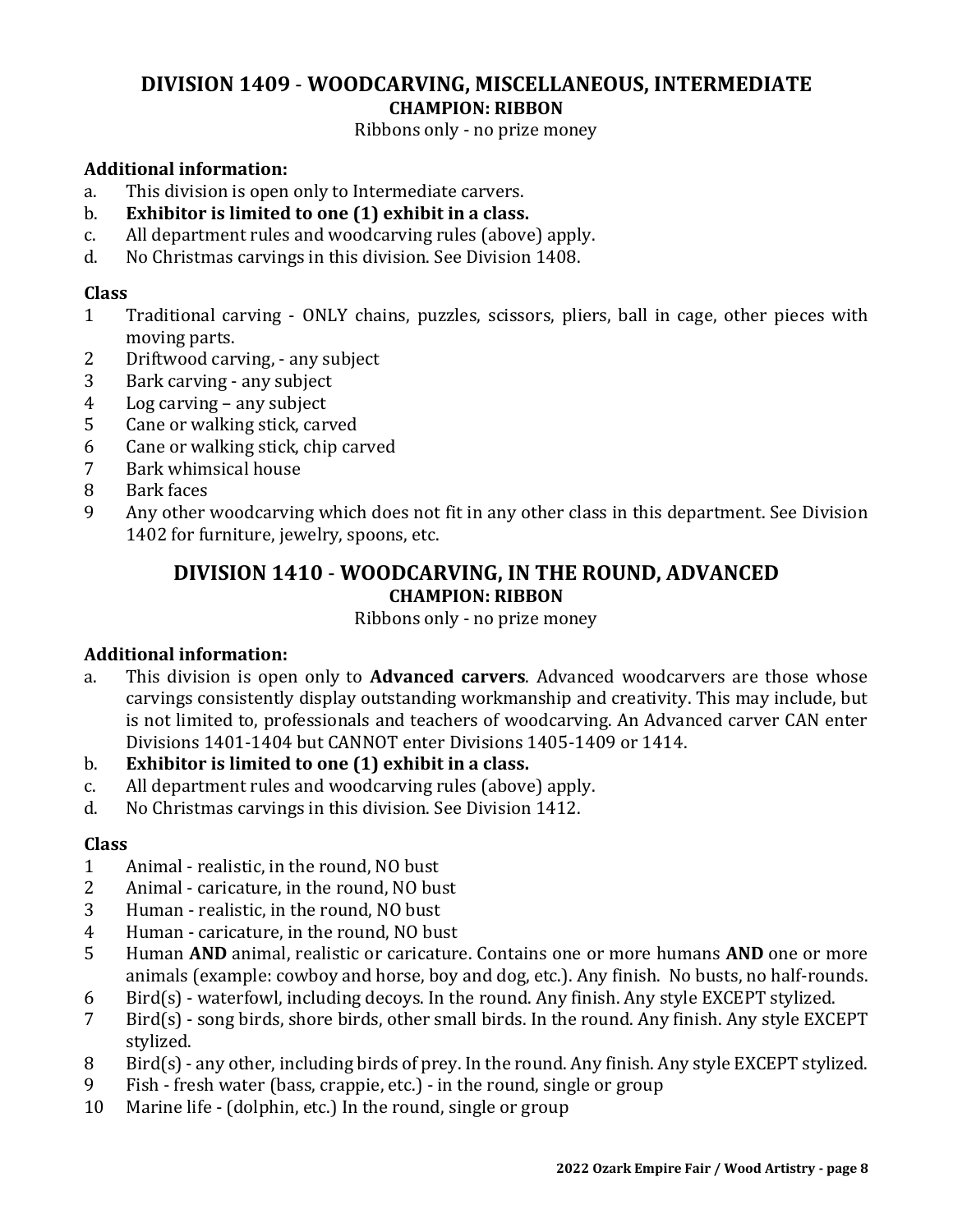## DIVISION 1409 - WOODCARVING, MISCELLANEOUS, INTERMEDIATE

**CHAMPION: RIBBON**

Ribbons only - no prize money

**Additional information:**

a. This division is open only to Intermediate carvers.
b. **Exhibitor is limited to one (1) exhibit in a class.**
c. All department rules and woodcarving rules (above) apply.
d. No Christmas carvings in this division. See Division 1408.

**Class**

1 Traditional carving - ONLY chains, puzzles, scissors, pliers, ball in cage, other pieces with moving parts.
2 Driftwood carving, - any subject
3 Bark carving - any subject
4 Log carving – any subject
5 Cane or walking stick, carved
6 Cane or walking stick, chip carved
7 Bark whimsical house
8 Bark faces
9 Any other woodcarving which does not fit in any other class in this department. See Division 1402 for furniture, jewelry, spoons, etc.

## DIVISION 1410 - WOODCARVING, IN THE ROUND, ADVANCED

**CHAMPION: RIBBON**

Ribbons only - no prize money

**Additional information:**

a. This division is open only to **Advanced carvers**. Advanced woodcarvers are those whose carvings consistently display outstanding workmanship and creativity. This may include, but is not limited to, professionals and teachers of woodcarving. An Advanced carver CAN enter Divisions 1401-1404 but CANNOT enter Divisions 1405-1409 or 1414.
b. **Exhibitor is limited to one (1) exhibit in a class.**
c. All department rules and woodcarving rules (above) apply.
d. No Christmas carvings in this division. See Division 1412.

**Class**

1 Animal - realistic, in the round, NO bust
2 Animal - caricature, in the round, NO bust
3 Human - realistic, in the round, NO bust
4 Human - caricature, in the round, NO bust
5 Human **AND** animal, realistic or caricature. Contains one or more humans **AND** one or more animals (example: cowboy and horse, boy and dog, etc.). Any finish. No busts, no half-rounds.
6 Bird(s) - waterfowl, including decoys. In the round. Any finish. Any style EXCEPT stylized.
7 Bird(s) - song birds, shore birds, other small birds. In the round. Any finish. Any style EXCEPT stylized.
8 Bird(s) - any other, including birds of prey. In the round. Any finish. Any style EXCEPT stylized.
9 Fish - fresh water (bass, crappie, etc.) - in the round, single or group
10 Marine life - (dolphin, etc.) In the round, single or group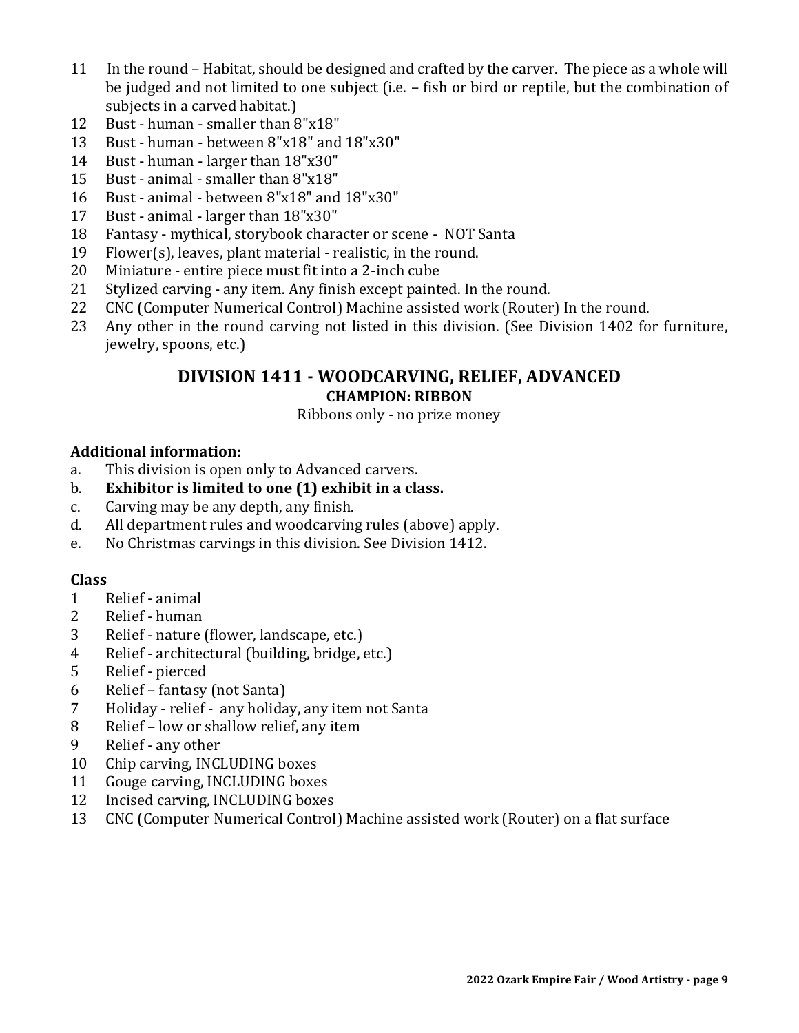11 In the round – Habitat, should be designed and crafted by the carver. The piece as a whole will be judged and not limited to one subject (i.e. – fish or bird or reptile, but the combination of subjects in a carved habitat.)
12 Bust - human - smaller than 8"x18"
13 Bust - human - between 8"x18" and 18"x30"
14 Bust - human - larger than 18"x30"
15 Bust - animal - smaller than 8"x18"
16 Bust - animal - between 8"x18" and 18"x30"
17 Bust - animal - larger than 18"x30"
18 Fantasy - mythical, storybook character or scene - NOT Santa
19 Flower(s), leaves, plant material - realistic, in the round.
20 Miniature - entire piece must fit into a 2-inch cube
21 Stylized carving - any item. Any finish except painted. In the round.
22 CNC (Computer Numerical Control) Machine assisted work (Router) In the round.
23 Any other in the round carving not listed in this division. (See Division 1402 for furniture, jewelry, spoons, etc.)

## DIVISION 1411 - WOODCARVING, RELIEF, ADVANCED

**CHAMPION: RIBBON**

Ribbons only - no prize money

**Additional information:**

a. This division is open only to Advanced carvers.
b. **Exhibitor is limited to one (1) exhibit in a class.**
c. Carving may be any depth, any finish.
d. All department rules and woodcarving rules (above) apply.
e. No Christmas carvings in this division. See Division 1412.

**Class**

1 Relief - animal
2 Relief - human
3 Relief - nature (flower, landscape, etc.)
4 Relief - architectural (building, bridge, etc.)
5 Relief - pierced
6 Relief – fantasy (not Santa)
7 Holiday - relief - any holiday, any item not Santa
8 Relief – low or shallow relief, any item
9 Relief - any other
10 Chip carving, INCLUDING boxes
11 Gouge carving, INCLUDING boxes
12 Incised carving, INCLUDING boxes
13 CNC (Computer Numerical Control) Machine assisted work (Router) on a flat surface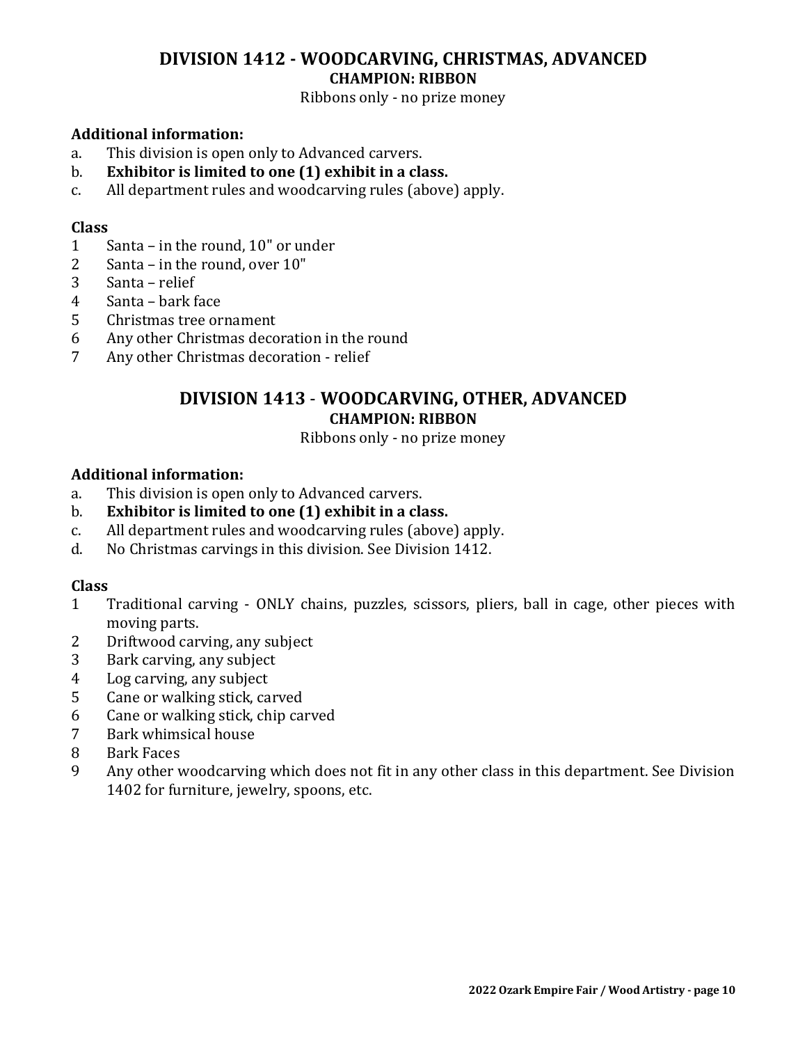## DIVISION 1412 - WOODCARVING, CHRISTMAS, ADVANCED

**CHAMPION: RIBBON**

Ribbons only - no prize money

**Additional information:**

a. This division is open only to Advanced carvers.
b. **Exhibitor is limited to one (1) exhibit in a class.**
c. All department rules and woodcarving rules (above) apply.

**Class**

1 Santa – in the round, 10" or under
2 Santa – in the round, over 10"
3 Santa – relief
4 Santa – bark face
5 Christmas tree ornament
6 Any other Christmas decoration in the round
7 Any other Christmas decoration - relief

## DIVISION 1413 - WOODCARVING, OTHER, ADVANCED

**CHAMPION: RIBBON**

Ribbons only - no prize money

**Additional information:**

a. This division is open only to Advanced carvers.
b. **Exhibitor is limited to one (1) exhibit in a class.**
c. All department rules and woodcarving rules (above) apply.
d. No Christmas carvings in this division. See Division 1412.

**Class**

1 Traditional carving - ONLY chains, puzzles, scissors, pliers, ball in cage, other pieces with moving parts.
2 Driftwood carving, any subject
3 Bark carving, any subject
4 Log carving, any subject
5 Cane or walking stick, carved
6 Cane or walking stick, chip carved
7 Bark whimsical house
8 Bark Faces
9 Any other woodcarving which does not fit in any other class in this department. See Division 1402 for furniture, jewelry, spoons, etc.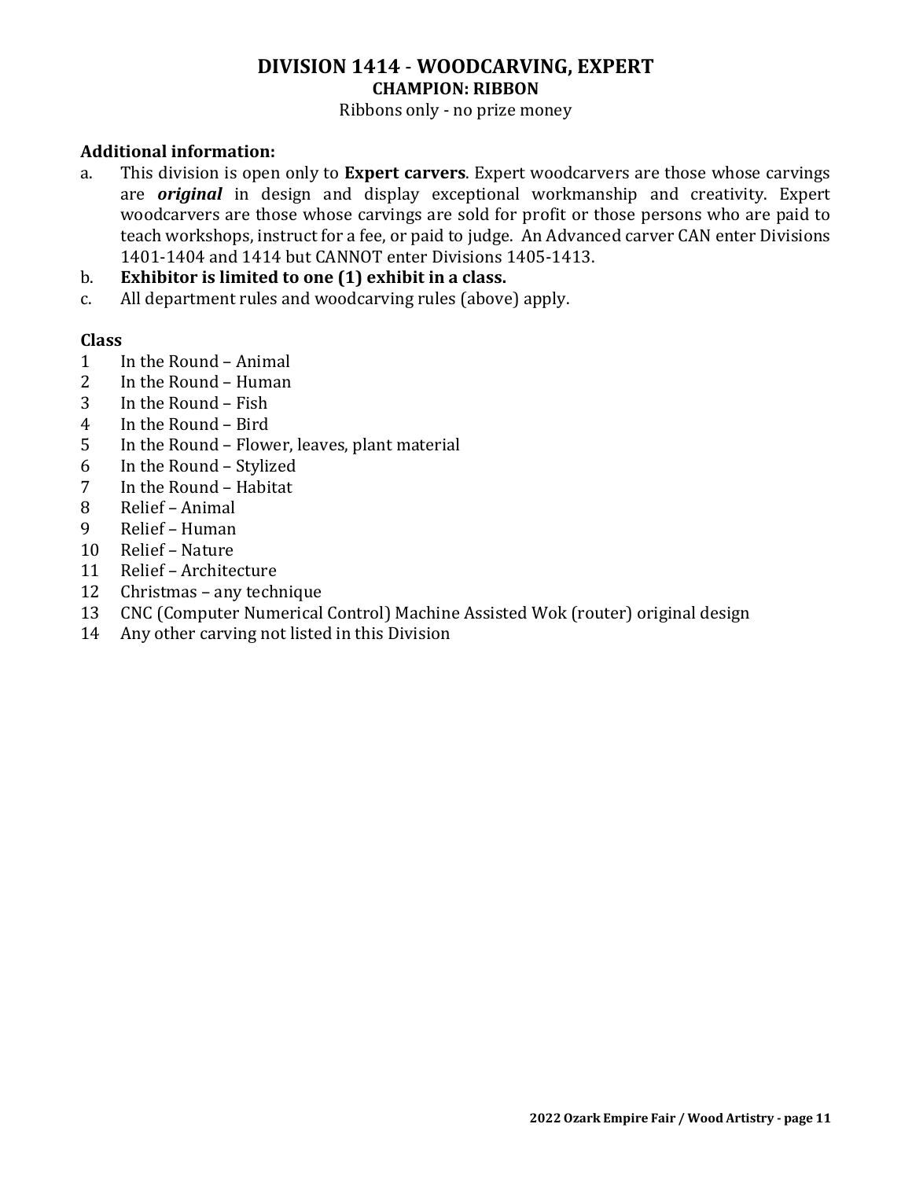# DIVISION 1414 - WOODCARVING, EXPERT

## CHAMPION: RIBBON

Ribbons only - no prize money

**Additional information:**

a. This division is open only to **Expert carvers**. Expert woodcarvers are those whose carvings are ***original*** in design and display exceptional workmanship and creativity. Expert woodcarvers are those whose carvings are sold for profit or those persons who are paid to teach workshops, instruct for a fee, or paid to judge. An Advanced carver CAN enter Divisions 1401-1404 and 1414 but CANNOT enter Divisions 1405-1413.

b. **Exhibitor is limited to one (1) exhibit in a class.**

c. All department rules and woodcarving rules (above) apply.

**Class**

1 In the Round – Animal
2 In the Round – Human
3 In the Round – Fish
4 In the Round – Bird
5 In the Round – Flower, leaves, plant material
6 In the Round – Stylized
7 In the Round – Habitat
8 Relief – Animal
9 Relief – Human
10 Relief – Nature
11 Relief – Architecture
12 Christmas – any technique
13 CNC (Computer Numerical Control) Machine Assisted Wok (router) original design
14 Any other carving not listed in this Division